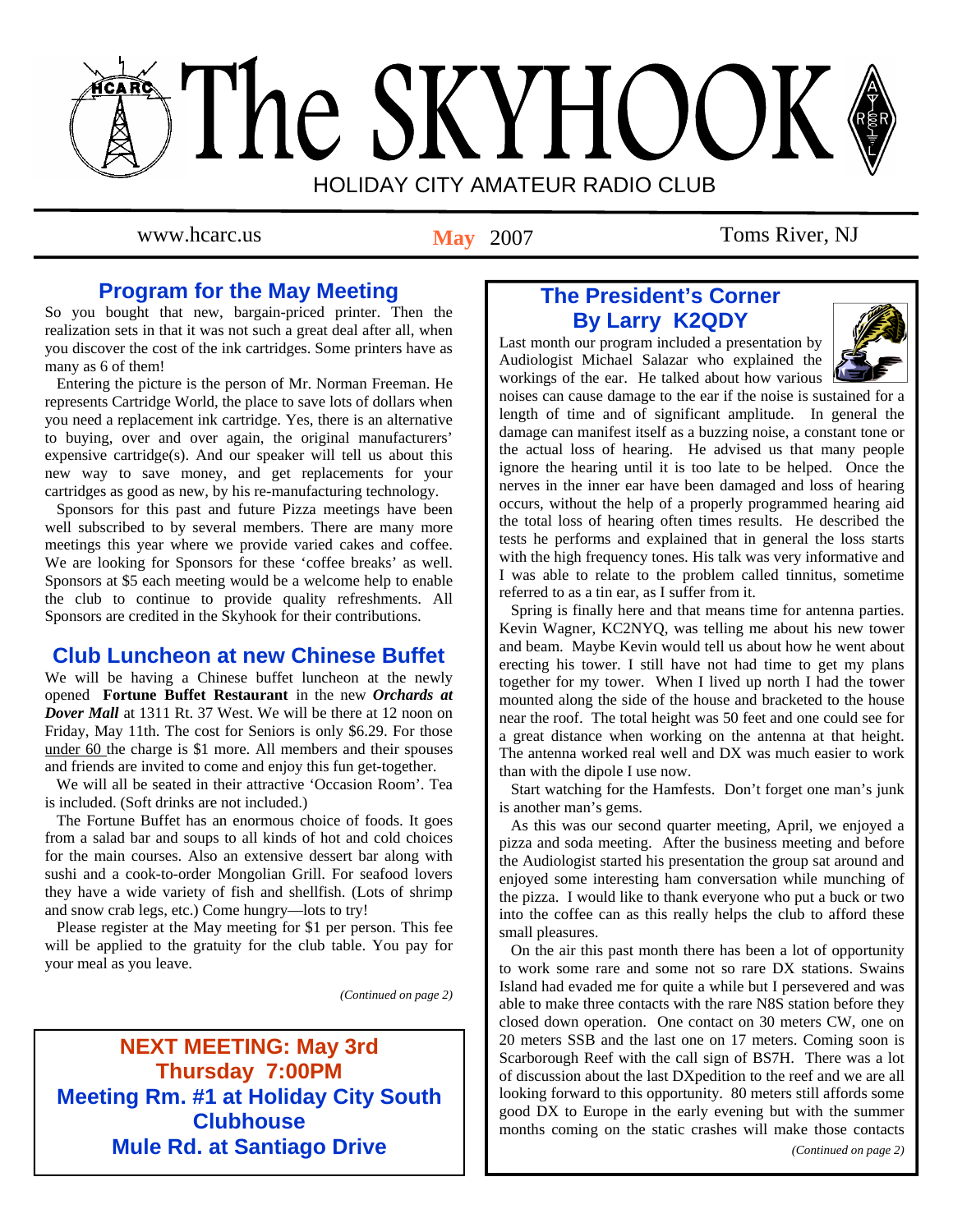# The SKYHOOK

HOLIDAY CITY AMATEUR RADIO CLUB

www.hcarc.us **May** 2007 Toms River, NJ

## Program for the May Meeting

So you bought that new, bargain-priced printer. Then the realization sets in that it was not such a great deal after all, when you discover the cost of the ink cartridges. Some printers have as many as 6 of them!

Entering the picture is the person of Mr. Norman Freeman. He represents Cartridge World, the place to save lots of dollars when you need a replacement ink cartridge. Yes, there is an alternative to buying, over and over again, the original manufacturers' expensive cartridge(s). And our speaker will tell us about this new way to save money, and get replacements for your cartridges as good as new, by his re-manufacturing technology.

Sponsors for this past and future Pizza meetings have been well subscribed to by several members. There are many more meetings this year where we provide varied cakes and coffee. We are looking for Sponsors for these 'coffee breaks' as well. Sponsors at $5 each meeting would be a welcome help to enable the club to continue to provide quality refreshments. All Sponsors are credited in the Skyhook for their contributions.

## Club Luncheon at new Chinese Buffet

We will be having a Chinese buffet luncheon at the newly opened **Fortune Buffet Restaurant** in the new ***Orchards at Dover Mall*** at 1311 Rt. 37 West. We will be there at 12 noon on Friday, May 11th. The cost for Seniors is only $6.29. For those under 60 the charge is $1 more. All members and their spouses and friends are invited to come and enjoy this fun get-together.

We will all be seated in their attractive 'Occasion Room'. Tea is included. (Soft drinks are not included.)

The Fortune Buffet has an enormous choice of foods. It goes from a salad bar and soups to all kinds of hot and cold choices for the main courses. Also an extensive dessert bar along with sushi and a cook-to-order Mongolian Grill. For seafood lovers they have a wide variety of fish and shellfish. (Lots of shrimp and snow crab legs, etc.) Come hungry—lots to try!

Please register at the May meeting for $1 per person. This fee will be applied to the gratuity for the club table. You pay for your meal as you leave.

*(Continued on page 2)*

**NEXT MEETING: May 3rd**
**Thursday 7:00PM**
**Meeting Rm. #1 at Holiday City South Clubhouse**
**Mule Rd. at Santiago Drive**

## The President's Corner By Larry K2QDY

Last month our program included a presentation by Audiologist Michael Salazar who explained the workings of the ear. He talked about how various noises can cause damage to the ear if the noise is sustained for a length of time and of significant amplitude. In general the damage can manifest itself as a buzzing noise, a constant tone or the actual loss of hearing. He advised us that many people ignore the hearing until it is too late to be helped. Once the nerves in the inner ear have been damaged and loss of hearing occurs, without the help of a properly programmed hearing aid the total loss of hearing often times results. He described the tests he performs and explained that in general the loss starts with the high frequency tones. His talk was very informative and I was able to relate to the problem called tinnitus, sometime referred to as a tin ear, as I suffer from it.

Spring is finally here and that means time for antenna parties. Kevin Wagner, KC2NYQ, was telling me about his new tower and beam. Maybe Kevin would tell us about how he went about erecting his tower. I still have not had time to get my plans together for my tower. When I lived up north I had the tower mounted along the side of the house and bracketed to the house near the roof. The total height was 50 feet and one could see for a great distance when working on the antenna at that height. The antenna worked real well and DX was much easier to work than with the dipole I use now.

Start watching for the Hamfests. Don't forget one man's junk is another man's gems.

As this was our second quarter meeting, April, we enjoyed a pizza and soda meeting. After the business meeting and before the Audiologist started his presentation the group sat around and enjoyed some interesting ham conversation while munching of the pizza. I would like to thank everyone who put a buck or two into the coffee can as this really helps the club to afford these small pleasures.

On the air this past month there has been a lot of opportunity to work some rare and some not so rare DX stations. Swains Island had evaded me for quite a while but I persevered and was able to make three contacts with the rare N8S station before they closed down operation. One contact on 30 meters CW, one on 20 meters SSB and the last one on 17 meters. Coming soon is Scarborough Reef with the call sign of BS7H. There was a lot of discussion about the last DXpedition to the reef and we are all looking forward to this opportunity. 80 meters still affords some good DX to Europe in the early evening but with the summer months coming on the static crashes will make those contacts

*(Continued on page 2)*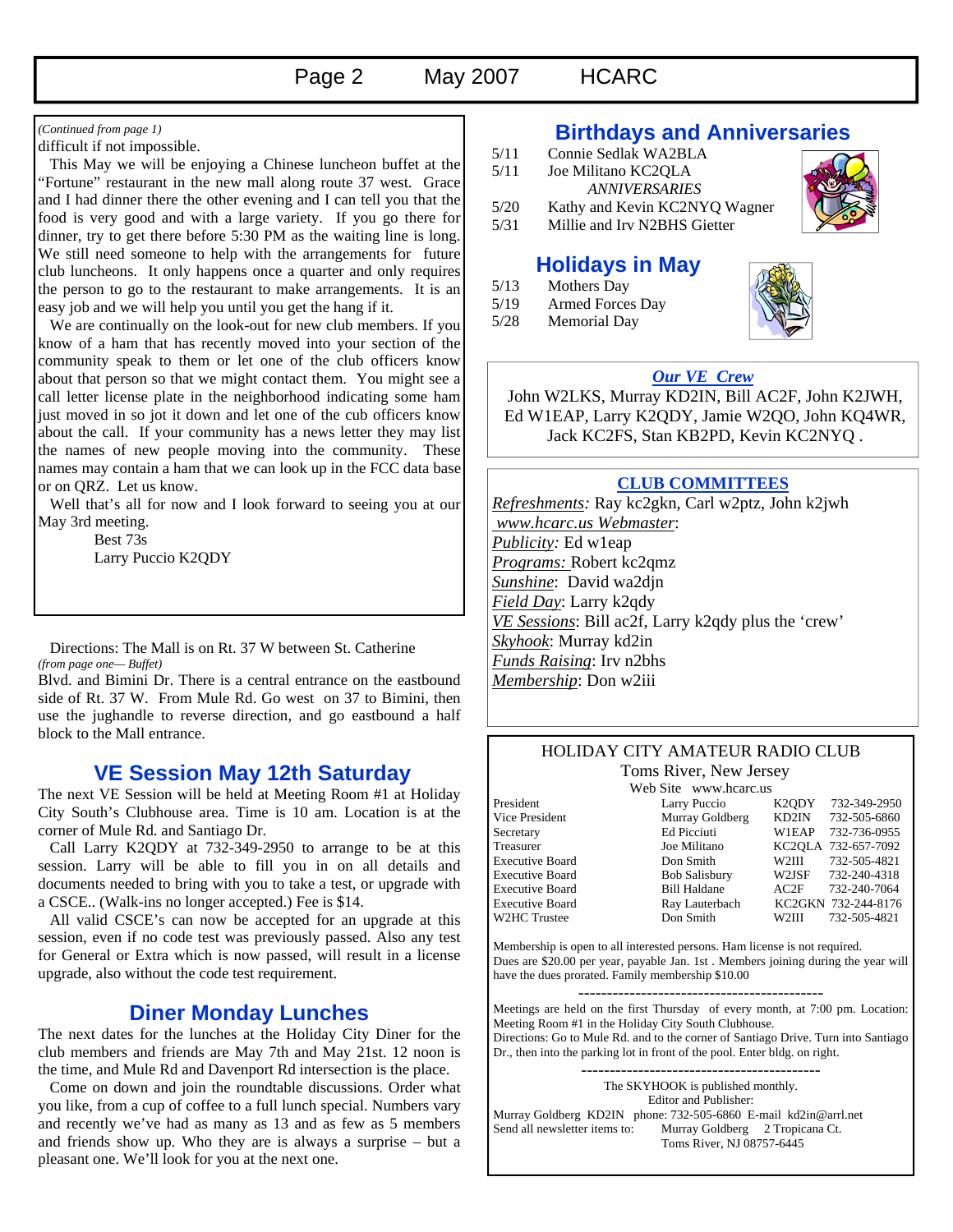*(Continued from page 1)*

difficult if not impossible.

This May we will be enjoying a Chinese luncheon buffet at the "Fortune" restaurant in the new mall along route 37 west. Grace and I had dinner there the other evening and I can tell you that the food is very good and with a large variety. If you go there for dinner, try to get there before 5:30 PM as the waiting line is long. We still need someone to help with the arrangements for future club luncheons. It only happens once a quarter and only requires the person to go to the restaurant to make arrangements. It is an easy job and we will help you until you get the hang if it.

We are continually on the look-out for new club members. If you know of a ham that has recently moved into your section of the community speak to them or let one of the club officers know about that person so that we might contact them. You might see a call letter license plate in the neighborhood indicating some ham just moved in so jot it down and let one of the cub officers know about the call. If your community has a news letter they may list the names of new people moving into the community. These names may contain a ham that we can look up in the FCC data base or on QRZ. Let us know.

Well that's all for now and I look forward to seeing you at our May 3rd meeting.

Best 73s
Larry Puccio K2QDY

Directions: The Mall is on Rt. 37 W between St. Catherine

*(from page one— Buffet)*

Blvd. and Bimini Dr. There is a central entrance on the eastbound side of Rt. 37 W. From Mule Rd. Go west on 37 to Bimini, then use the jughandle to reverse direction, and go eastbound a half block to the Mall entrance.

## VE Session May 12th Saturday

The next VE Session will be held at Meeting Room #1 at Holiday City South's Clubhouse area. Time is 10 am. Location is at the corner of Mule Rd. and Santiago Dr.

Call Larry K2QDY at 732-349-2950 to arrange to be at this session. Larry will be able to fill you in on all details and documents needed to bring with you to take a test, or upgrade with a CSCE.. (Walk-ins no longer accepted.) Fee is $14.

All valid CSCE's can now be accepted for an upgrade at this session, even if no code test was previously passed. Also any test for General or Extra which is now passed, will result in a license upgrade, also without the code test requirement.

## Diner Monday Lunches

The next dates for the lunches at the Holiday City Diner for the club members and friends are May 7th and May 21st. 12 noon is the time, and Mule Rd and Davenport Rd intersection is the place.

Come on down and join the roundtable discussions. Order what you like, from a cup of coffee to a full lunch special. Numbers vary and recently we've had as many as 13 and as few as 5 members and friends show up. Who they are is always a surprise – but a pleasant one. We'll look for you at the next one.

## Birthdays and Anniversaries

5/11 Connie Sedlak WA2BLA
5/11 Joe Militano KC2QLA

*ANNIVERSARIES*

5/20 Kathy and Kevin KC2NYQ Wagner
5/31 Millie and Irv N2BHS Gietter

## Holidays in May

5/13 Mothers Day
5/19 Armed Forces Day
5/28 Memorial Day

### *Our VE Crew*

John W2LKS, Murray KD2IN, Bill AC2F, John K2JWH, Ed W1EAP, Larry K2QDY, Jamie W2QO, John KQ4WR, Jack KC2FS, Stan KB2PD, Kevin KC2NYQ .

### CLUB COMMITTEES

*Refreshments:* Ray kc2gkn, Carl w2ptz, John k2jwh
www.hcarc.us Webmaster:
Publicity: Ed w1eap
Programs: Robert kc2qmz
Sunshine: David wa2djn
Field Day: Larry k2qdy
VE Sessions: Bill ac2f, Larry k2qdy plus the 'crew'
Skyhook: Murray kd2in
Funds Raising: Irv n2bhs
Membership: Don w2iii

### HOLIDAY CITY AMATEUR RADIO CLUB

Toms River, New Jersey
Web Site www.hcarc.us

| Position | Name | Call | Phone |
|---|---|---|---|
| President | Larry Puccio | K2QDY | 732-349-2950 |
| Vice President | Murray Goldberg | KD2IN | 732-505-6860 |
| Secretary | Ed Picciuti | W1EAP | 732-736-0955 |
| Treasurer | Joe Militano | KC2QLA | 732-657-7092 |
| Executive Board | Don Smith | W2III | 732-505-4821 |
| Executive Board | Bob Salisbury | W2JSF | 732-240-4318 |
| Executive Board | Bill Haldane | AC2F | 732-240-7064 |
| Executive Board | Ray Lauterbach | KC2GKN | 732-244-8176 |
| W2HC Trustee | Don Smith | W2III | 732-505-4821 |

Membership is open to all interested persons. Ham license is not required. Dues are $20.00 per year, payable Jan. 1st . Members joining during the year will have the dues prorated. Family membership $10.00

---

Meetings are held on the first Thursday of every month, at 7:00 pm. Location: Meeting Room #1 in the Holiday City South Clubhouse.
Directions: Go to Mule Rd. and to the corner of Santiago Drive. Turn into Santiago Dr., then into the parking lot in front of the pool. Enter bldg. on right.

---

The SKYHOOK is published monthly.
Editor and Publisher:
Murray Goldberg KD2IN phone: 732-505-6860 E-mail kd2in@arrl.net
Send all newsletter items to: Murray Goldberg 2 Tropicana Ct.
Toms River, NJ 08757-6445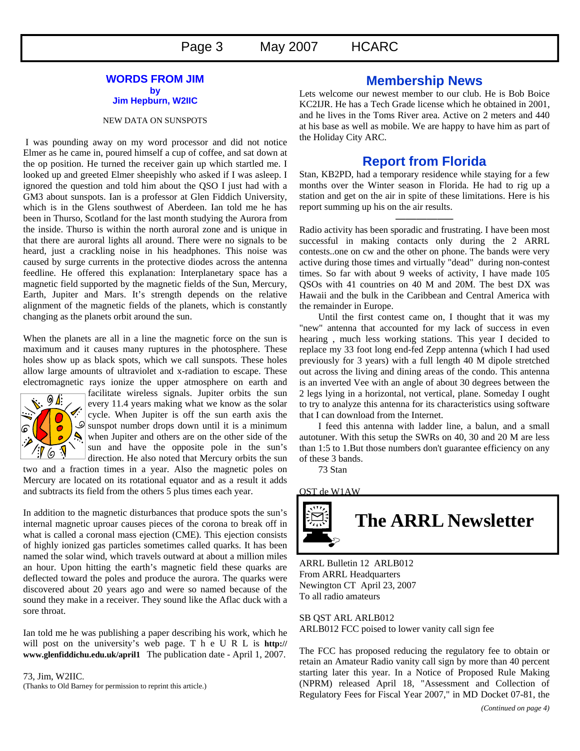## WORDS FROM JIM

**by**

**Jim Hepburn, W2IIC**

NEW DATA ON SUNSPOTS

I was pounding away on my word processor and did not notice Elmer as he came in, poured himself a cup of coffee, and sat down at the op position. He turned the receiver gain up which startled me. I looked up and greeted Elmer sheepishly who asked if I was asleep. I ignored the question and told him about the QSO I just had with a GM3 about sunspots. Ian is a professor at Glen Fiddich University, which is in the Glens southwest of Aberdeen. Ian told me he has been in Thurso, Scotland for the last month studying the Aurora from the inside. Thurso is within the north auroral zone and is unique in that there are auroral lights all around. There were no signals to be heard, just a crackling noise in his headphones. This noise was caused by surge currents in the protective diodes across the antenna feedline. He offered this explanation: Interplanetary space has a magnetic field supported by the magnetic fields of the Sun, Mercury, Earth, Jupiter and Mars. It's strength depends on the relative alignment of the magnetic fields of the planets, which is constantly changing as the planets orbit around the sun.

When the planets are all in a line the magnetic force on the sun is maximum and it causes many ruptures in the photosphere. These holes show up as black spots, which we call sunspots. These holes allow large amounts of ultraviolet and x-radiation to escape. These electromagnetic rays ionize the upper atmosphere on earth and facilitate wireless signals. Jupiter orbits the sun every 11.4 years making what we know as the solar cycle. When Jupiter is off the sun earth axis the sunspot number drops down until it is a minimum when Jupiter and others are on the other side of the sun and have the opposite pole in the sun's direction. He also noted that Mercury orbits the sun two and a fraction times in a year. Also the magnetic poles on Mercury are located on its rotational equator and as a result it adds and subtracts its field from the others 5 plus times each year.

In addition to the magnetic disturbances that produce spots the sun's internal magnetic uproar causes pieces of the corona to break off in what is called a coronal mass ejection (CME). This ejection consists of highly ionized gas particles sometimes called quarks. It has been named the solar wind, which travels outward at about a million miles an hour. Upon hitting the earth's magnetic field these quarks are deflected toward the poles and produce the aurora. The quarks were discovered about 20 years ago and were so named because of the sound they make in a receiver. They sound like the Aflac duck with a sore throat.

Ian told me he was publishing a paper describing his work, which he will post on the university's web page. The URL is **http://www.glenfiddichu.edu.uk/april1** The publication date - April 1, 2007.

73, Jim, W2IIC.

(Thanks to Old Barney for permission to reprint this article.)

## Membership News

Lets welcome our newest member to our club. He is Bob Boice KC2IJR. He has a Tech Grade license which he obtained in 2001, and he lives in the Toms River area. Active on 2 meters and 440 at his base as well as mobile. We are happy to have him as part of the Holiday City ARC.

## Report from Florida

Stan, KB2PD, had a temporary residence while staying for a few months over the Winter season in Florida. He had to rig up a station and get on the air in spite of these limitations. Here is his report summing up his on the air results.

---

Radio activity has been sporadic and frustrating. I have been most successful in making contacts only during the 2 ARRL contests..one on cw and the other on phone. The bands were very active during those times and virtually "dead" during non-contest times. So far with about 9 weeks of activity, I have made 105 QSOs with 41 countries on 40 M and 20M. The best DX was Hawaii and the bulk in the Caribbean and Central America with the remainder in Europe.

Until the first contest came on, I thought that it was my "new" antenna that accounted for my lack of success in even hearing , much less working stations. This year I decided to replace my 33 foot long end-fed Zepp antenna (which I had used previously for 3 years) with a full length 40 M dipole stretched out across the living and dining areas of the condo. This antenna is an inverted Vee with an angle of about 30 degrees between the 2 legs lying in a horizontal, not vertical, plane. Someday I ought to try to analyze this antenna for its characteristics using software that I can download from the Internet.

I feed this antenna with ladder line, a balun, and a small autotuner. With this setup the SWRs on 40, 30 and 20 M are less than 1:5 to 1.But those numbers don't guarantee efficiency on any of these 3 bands.

73 Stan

QST de W1AW

# The ARRL Newsletter

ARRL Bulletin 12 ARLB012
From ARRL Headquarters
Newington CT April 23, 2007
To all radio amateurs

SB QST ARL ARLB012
ARLB012 FCC poised to lower vanity call sign fee

The FCC has proposed reducing the regulatory fee to obtain or retain an Amateur Radio vanity call sign by more than 40 percent starting later this year. In a Notice of Proposed Rule Making (NPRM) released April 18, "Assessment and Collection of Regulatory Fees for Fiscal Year 2007," in MD Docket 07-81, the

*(Continued on page 4)*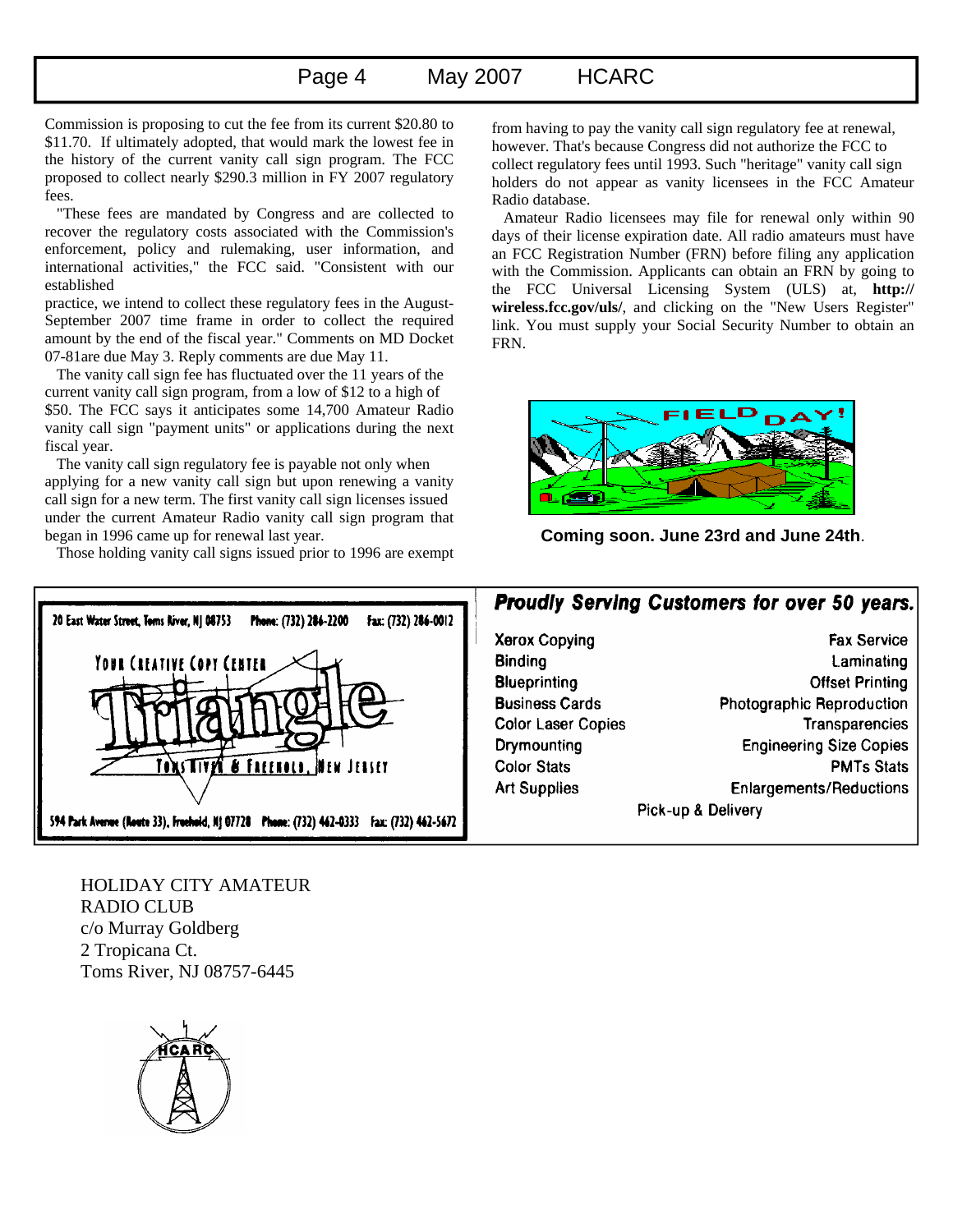Commission is proposing to cut the fee from its current $20.80 to $11.70. If ultimately adopted, that would mark the lowest fee in the history of the current vanity call sign program. The FCC proposed to collect nearly $290.3 million in FY 2007 regulatory fees.

"These fees are mandated by Congress and are collected to recover the regulatory costs associated with the Commission's enforcement, policy and rulemaking, user information, and international activities," the FCC said. "Consistent with our established practice, we intend to collect these regulatory fees in the August-September 2007 time frame in order to collect the required amount by the end of the fiscal year." Comments on MD Docket 07-81are due May 3. Reply comments are due May 11.

The vanity call sign fee has fluctuated over the 11 years of the current vanity call sign program, from a low of $12 to a high of $50. The FCC says it anticipates some 14,700 Amateur Radio vanity call sign "payment units" or applications during the next fiscal year.

The vanity call sign regulatory fee is payable not only when applying for a new vanity call sign but upon renewing a vanity call sign for a new term. The first vanity call sign licenses issued under the current Amateur Radio vanity call sign program that began in 1996 came up for renewal last year.

Those holding vanity call signs issued prior to 1996 are exempt from having to pay the vanity call sign regulatory fee at renewal, however. That's because Congress did not authorize the FCC to collect regulatory fees until 1993. Such "heritage" vanity call sign holders do not appear as vanity licensees in the FCC Amateur Radio database.

Amateur Radio licensees may file for renewal only within 90 days of their license expiration date. All radio amateurs must have an FCC Registration Number (FRN) before filing any application with the Commission. Applicants can obtain an FRN by going to the FCC Universal Licensing System (ULS) at, **http://wireless.fcc.gov/uls/**, and clicking on the "New Users Register" link. You must supply your Social Security Number to obtain an FRN.

FIELD DAY!

**Coming soon. June 23rd and June 24th**.

20 East Water Street, Toms River, NJ 08753 Phone: (732) 286-2200 Fax: (732) 286-0012

YOUR CREATIVE COPY CENTER

Triangle

TOMS RIVER & FREEHOLD, NEW JERSEY

594 Park Avenue (Route 33), Freehold, NJ 07728 Phone: (732) 462-0333 Fax: (732) 462-5672

***Proudly Serving Customers for over 50 years.***

| | |
|---|---|
| Xerox Copying | Fax Service |
| Binding | Laminating |
| Blueprinting | Offset Printing |
| Business Cards | Photographic Reproduction |
| Color Laser Copies | Transparencies |
| Drymounting | Engineering Size Copies |
| Color Stats | PMTs Stats |
| Art Supplies | Enlargements/Reductions |

Pick-up & Delivery

HOLIDAY CITY AMATEUR RADIO CLUB
c/o Murray Goldberg
2 Tropicana Ct.
Toms River, NJ 08757-6445

HCARC